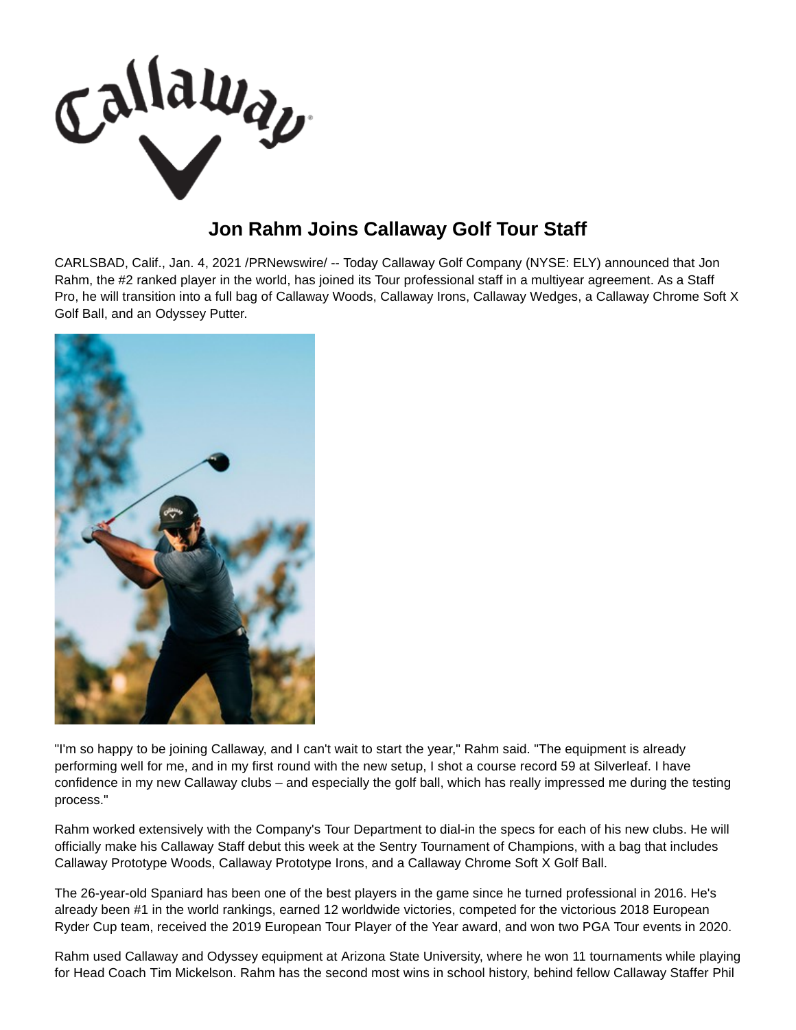# Jon Rahm Joins Callaway Golf Tour Staff

CARLSBAD, Calif., Jan. 4, 2021 /PRNewswire/ -- Today Callaway Golf Company (NYSE: ELY) announced that Jon Rahm, the #2 ranked player in the world, has joined its Tour professional staff in a multiyear agreement. As a Staff Pro, he will transition into a full bag of Callaway Woods, Callaway Irons, Callaway Wedges, a Callaway Chrome Soft X Golf Ball, and an Odyssey Putter.

"I'm so happy to be joining Callaway, and I can't wait to start the year," Rahm said. "The equipment is already performing well for me, and in my first round with the new setup, I shot a course record 59 at Silverleaf. I have confidence in my new Callaway clubs – and especially the golf ball, which has really impressed me during the testing process."

Rahm worked extensively with the Company's Tour Department to dial-in the specs for each of his new clubs. He will officially make his Callaway Staff debut this week at the Sentry Tournament of Champions, with a bag that includes Callaway Prototype Woods, Callaway Prototype Irons, and a Callaway Chrome Soft X Golf Ball.

The 26-year-old Spaniard has been one of the best players in the game since he turned professional in 2016. He's already been #1 in the world rankings, earned 12 worldwide victories, competed for the victorious 2018 European Ryder Cup team, received the 2019 European Tour Player of the Year award, and won two PGA Tour events in 2020.

Rahm used Callaway and Odyssey equipment at Arizona State University, where he won 11 tournaments while playing for Head Coach Tim Mickelson. Rahm has the second most wins in school history, behind fellow Callaway Staffer Phil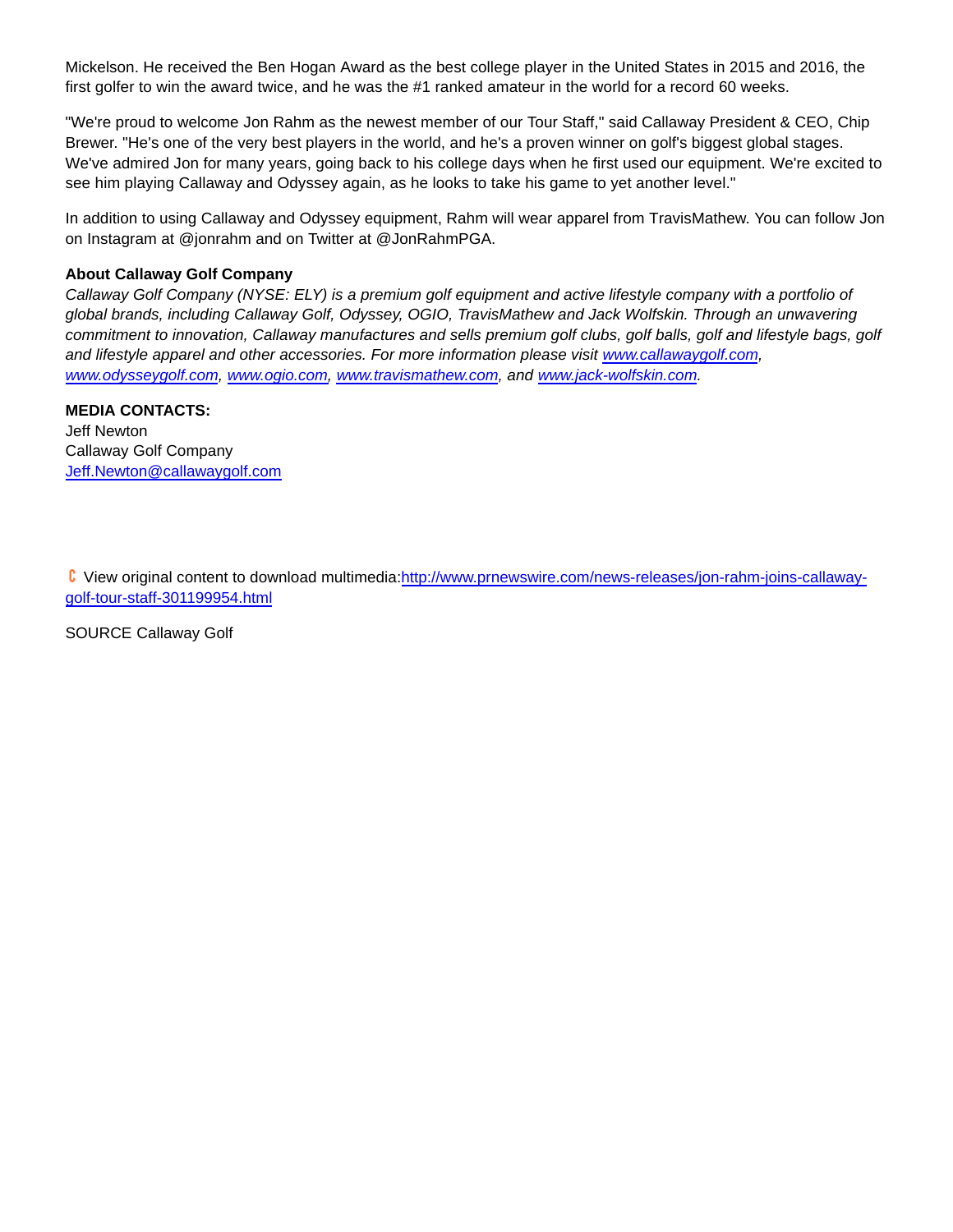Mickelson. He received the Ben Hogan Award as the best college player in the United States in 2015 and 2016, the first golfer to win the award twice, and he was the #1 ranked amateur in the world for a record 60 weeks.

"We're proud to welcome Jon Rahm as the newest member of our Tour Staff," said Callaway President & CEO, Chip Brewer. "He's one of the very best players in the world, and he's a proven winner on golf's biggest global stages. We've admired Jon for many years, going back to his college days when he first used our equipment. We're excited to see him playing Callaway and Odyssey again, as he looks to take his game to yet another level."

In addition to using Callaway and Odyssey equipment, Rahm will wear apparel from TravisMathew. You can follow Jon on Instagram at @jonrahm and on Twitter at @JonRahmPGA.

**About Callaway Golf Company**
*Callaway Golf Company (NYSE: ELY) is a premium golf equipment and active lifestyle company with a portfolio of global brands, including Callaway Golf, Odyssey, OGIO, TravisMathew and Jack Wolfskin. Through an unwavering commitment to innovation, Callaway manufactures and sells premium golf clubs, golf balls, golf and lifestyle bags, golf and lifestyle apparel and other accessories. For more information please visit [www.callawaygolf.com](www.callawaygolf.com), [www.odysseygolf.com](www.odysseygolf.com), [www.ogio.com](www.ogio.com), [www.travismathew.com](www.travismathew.com), and [www.jack-wolfskin.com](www.jack-wolfskin.com).*

**MEDIA CONTACTS:**
Jeff Newton
Callaway Golf Company
Jeff.Newton@callawaygolf.com

View original content to download multimedia:http://www.prnewswire.com/news-releases/jon-rahm-joins-callaway-golf-tour-staff-301199954.html

SOURCE Callaway Golf